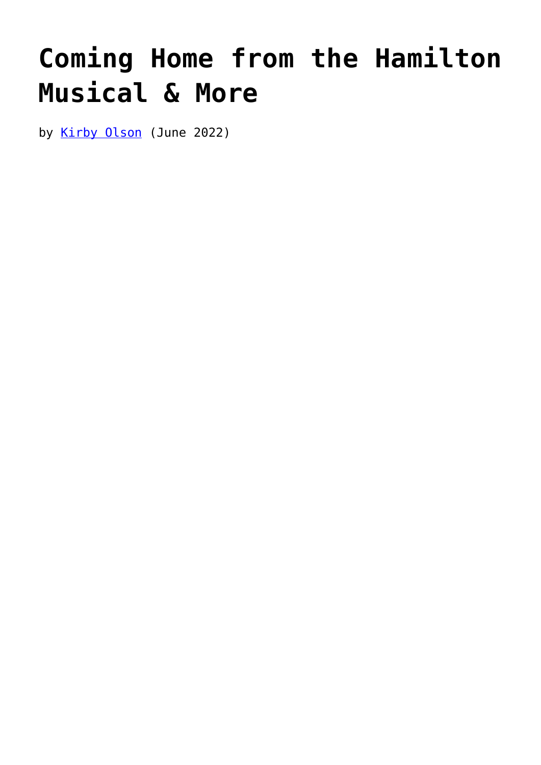# Coming Home from the Hamilton Musical & More

by [Kirby Olson](#) (June 2022)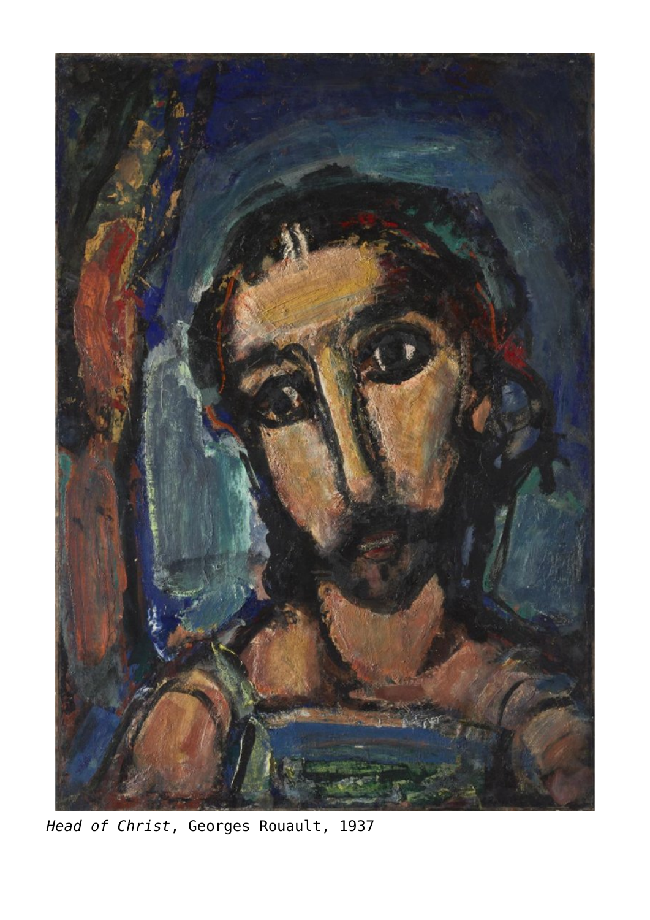*Head of Christ*, Georges Rouault, 1937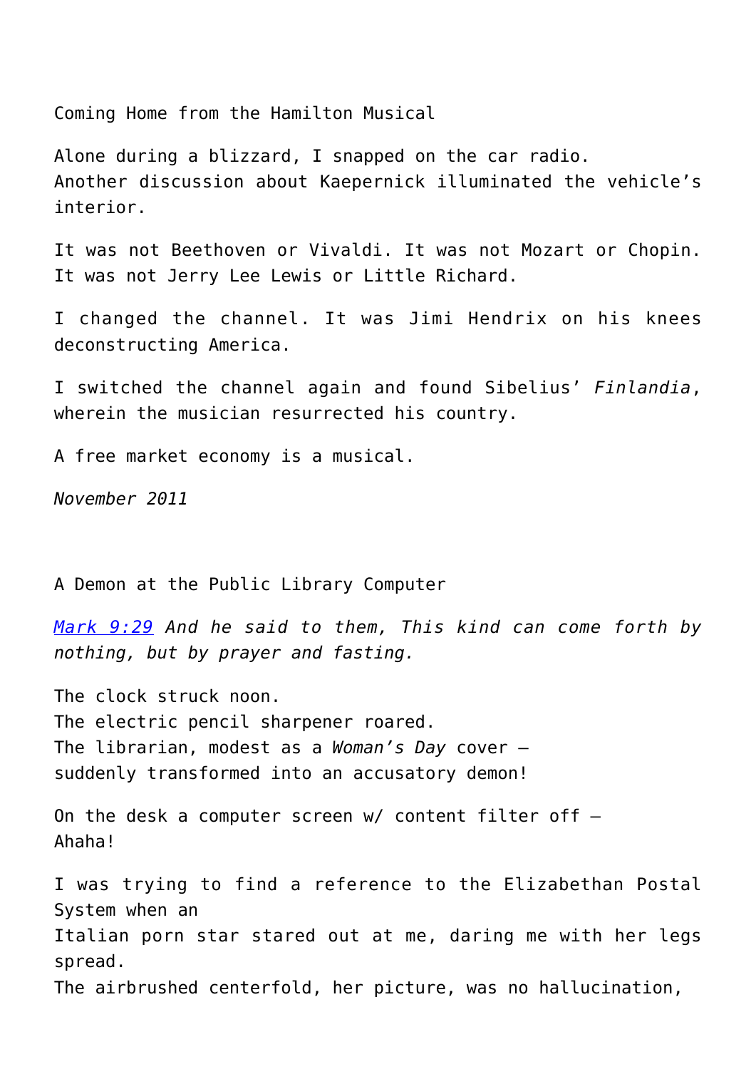## Coming Home from the Hamilton Musical

Alone during a blizzard, I snapped on the car radio.
Another discussion about Kaepernick illuminated the vehicle's interior.

It was not Beethoven or Vivaldi. It was not Mozart or Chopin.
It was not Jerry Lee Lewis or Little Richard.

I changed the channel. It was Jimi Hendrix on his knees deconstructing America.

I switched the channel again and found Sibelius' *Finlandia*, wherein the musician resurrected his country.

A free market economy is a musical.

*November 2011*

## A Demon at the Public Library Computer

*[Mark 9:29](Mark 9:29) And he said to them, This kind can come forth by nothing, but by prayer and fasting.*

The clock struck noon.
The electric pencil sharpener roared.
The librarian, modest as a *Woman's Day* cover –
suddenly transformed into an accusatory demon!

On the desk a computer screen w/ content filter off –
Ahaha!

I was trying to find a reference to the Elizabethan Postal System when an
Italian porn star stared out at me, daring me with her legs spread.
The airbrushed centerfold, her picture, was no hallucination,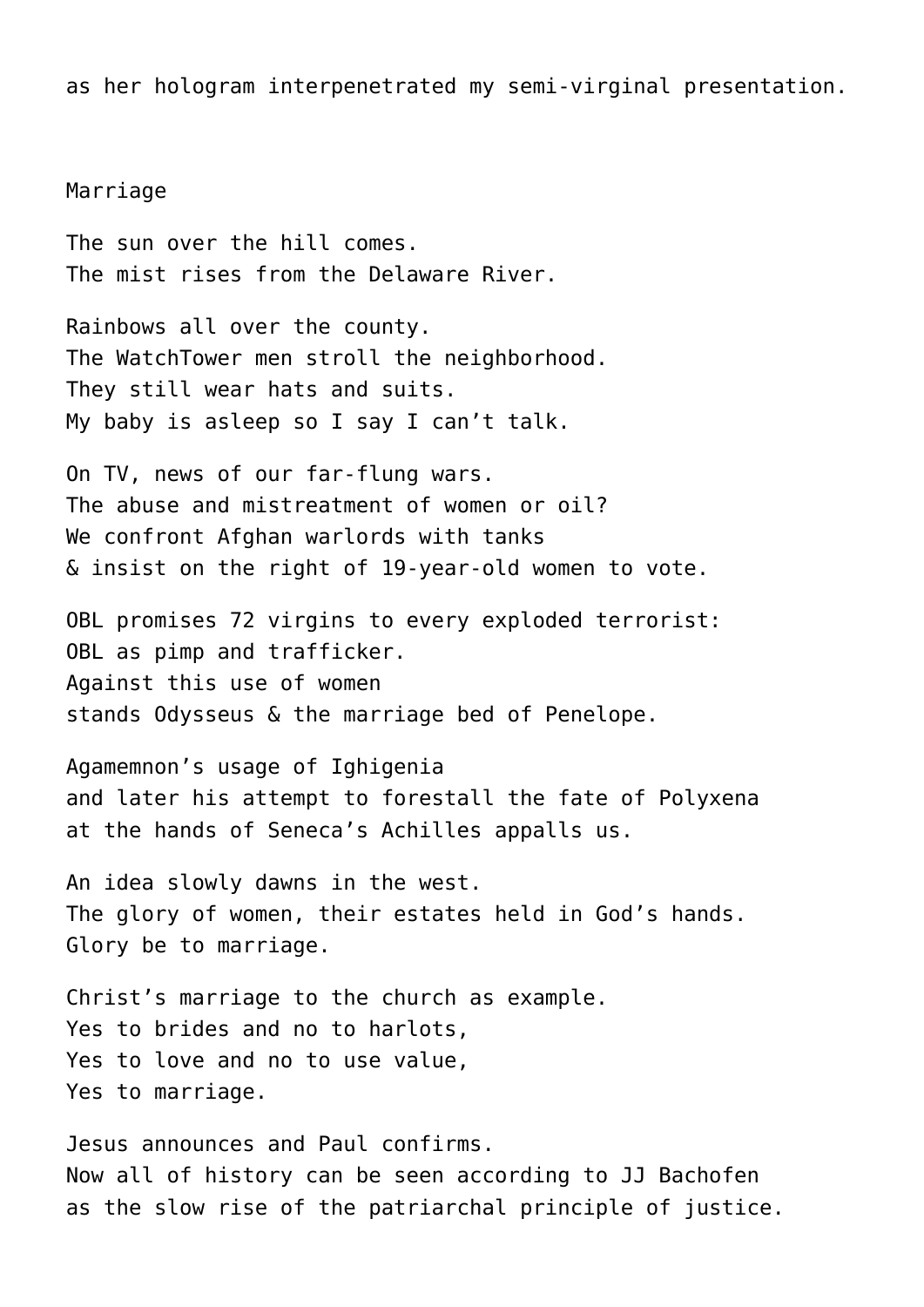as her hologram interpenetrated my semi-virginal presentation.

## Marriage

The sun over the hill comes.  
The mist rises from the Delaware River.

Rainbows all over the county.  
The WatchTower men stroll the neighborhood.  
They still wear hats and suits.  
My baby is asleep so I say I can’t talk.

On TV, news of our far-flung wars.  
The abuse and mistreatment of women or oil?  
We confront Afghan warlords with tanks  
& insist on the right of 19-year-old women to vote.

OBL promises 72 virgins to every exploded terrorist:  
OBL as pimp and trafficker.  
Against this use of women  
stands Odysseus & the marriage bed of Penelope.

Agamemnon’s usage of Ighigenia  
and later his attempt to forestall the fate of Polyxena  
at the hands of Seneca’s Achilles appalls us.

An idea slowly dawns in the west.  
The glory of women, their estates held in God’s hands.  
Glory be to marriage.

Christ’s marriage to the church as example.  
Yes to brides and no to harlots,  
Yes to love and no to use value,  
Yes to marriage.

Jesus announces and Paul confirms.  
Now all of history can be seen according to JJ Bachofen  
as the slow rise of the patriarchal principle of justice.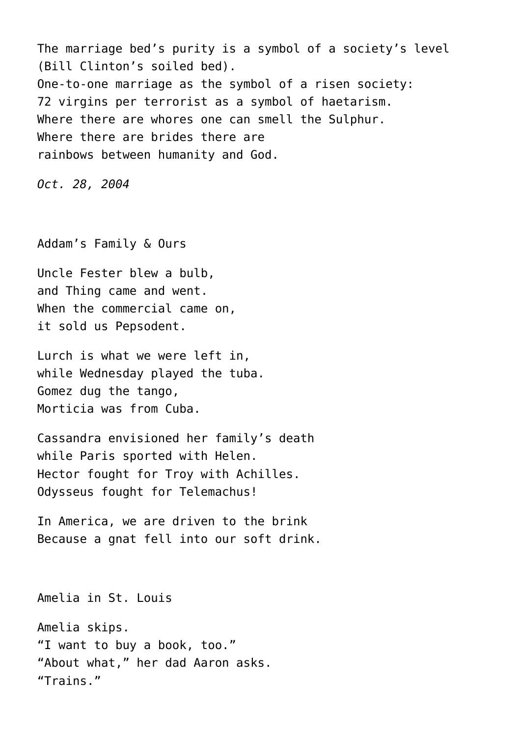The marriage bed's purity is a symbol of a society's level
(Bill Clinton's soiled bed).
One-to-one marriage as the symbol of a risen society:
72 virgins per terrorist as a symbol of haetarism.
Where there are whores one can smell the Sulphur.
Where there are brides there are
rainbows between humanity and God.

*Oct. 28, 2004*

## Addam's Family & Ours

Uncle Fester blew a bulb,
and Thing came and went.
When the commercial came on,
it sold us Pepsodent.

Lurch is what we were left in,
while Wednesday played the tuba.
Gomez dug the tango,
Morticia was from Cuba.

Cassandra envisioned her family's death
while Paris sported with Helen.
Hector fought for Troy with Achilles.
Odysseus fought for Telemachus!

In America, we are driven to the brink
Because a gnat fell into our soft drink.

## Amelia in St. Louis

Amelia skips.
"I want to buy a book, too."
"About what," her dad Aaron asks.
"Trains."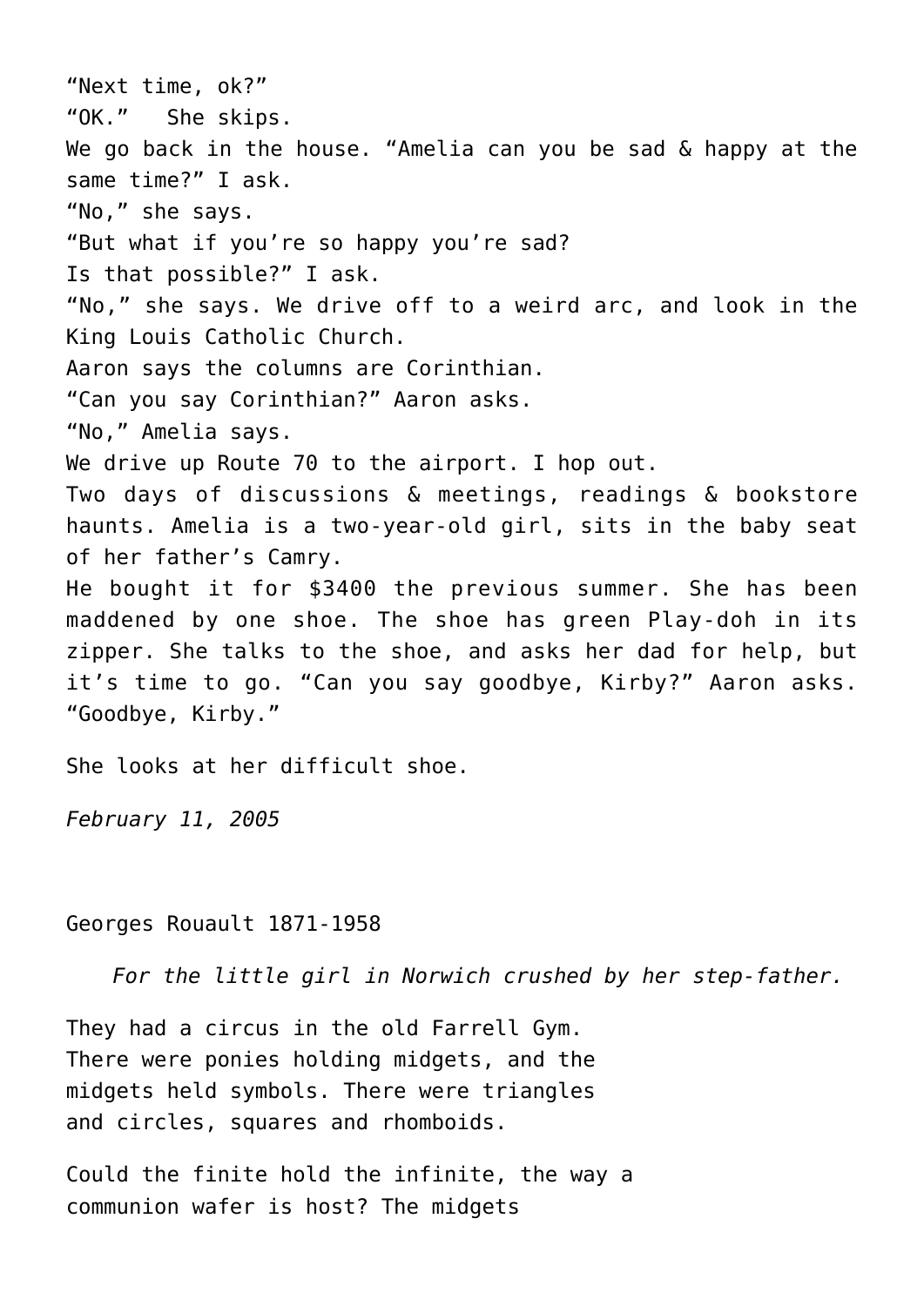"Next time, ok?"
"OK."   She skips.
We go back in the house. "Amelia can you be sad & happy at the same time?" I ask.
"No," she says.
"But what if you're so happy you're sad?
Is that possible?" I ask.
"No," she says. We drive off to a weird arc, and look in the King Louis Catholic Church.
Aaron says the columns are Corinthian.
"Can you say Corinthian?" Aaron asks.
"No," Amelia says.
We drive up Route 70 to the airport. I hop out.
Two days of discussions & meetings, readings & bookstore haunts. Amelia is a two-year-old girl, sits in the baby seat of her father's Camry.
He bought it for $3400 the previous summer. She has been maddened by one shoe. The shoe has green Play-doh in its zipper. She talks to the shoe, and asks her dad for help, but it's time to go. "Can you say goodbye, Kirby?" Aaron asks.
"Goodbye, Kirby."

She looks at her difficult shoe.

*February 11, 2005*

Georges Rouault 1871-1958

*For the little girl in Norwich crushed by her step-father.*

They had a circus in the old Farrell Gym.
There were ponies holding midgets, and the
midgets held symbols. There were triangles
and circles, squares and rhomboids.

Could the finite hold the infinite, the way a
communion wafer is host? The midgets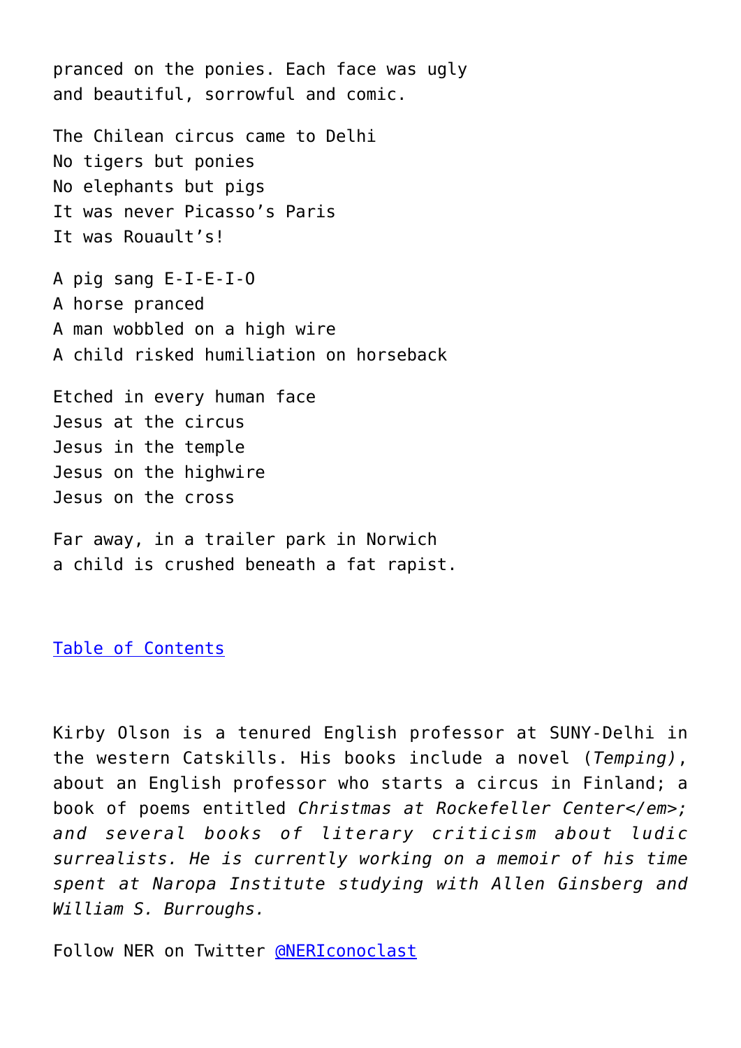pranced on the ponies. Each face was ugly
and beautiful, sorrowful and comic.

The Chilean circus came to Delhi
No tigers but ponies
No elephants but pigs
It was never Picasso's Paris
It was Rouault's!

A pig sang E-I-E-I-O
A horse pranced
A man wobbled on a high wire
A child risked humiliation on horseback

Etched in every human face
Jesus at the circus
Jesus in the temple
Jesus on the highwire
Jesus on the cross

Far away, in a trailer park in Norwich
a child is crushed beneath a fat rapist.

[Table of Contents]

Kirby Olson is a tenured English professor at SUNY-Delhi in the western Catskills. His books include a novel (*Temping)*, about an English professor who starts a circus in Finland; a book of poems entitled *Christmas at Rockefeller Center</em>; and several books of literary criticism about ludic surrealists. He is currently working on a memoir of his time spent at Naropa Institute studying with Allen Ginsberg and William S. Burroughs.*

Follow NER on Twitter [@NERIconoclast]